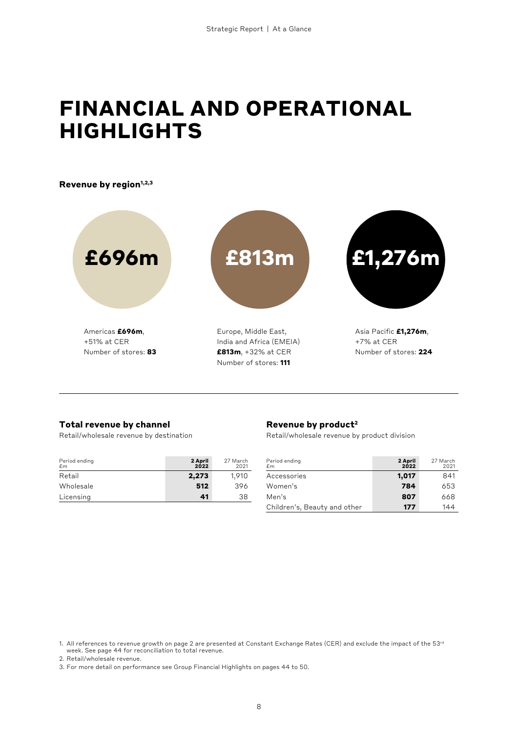# FINANCIAL AND OPERATIONAL HIGHLIGHTS

**Revenue by region**[1,2,3]

**£696m**

Americas **£696m**, +51% at CER
Number of stores: **83**

**£813m**

Europe, Middle East, India and Africa (EMEIA) **£813m**, +32% at CER
Number of stores: **111**

**£1,276m**

Asia Pacific **£1,276m**, +7% at CER
Number of stores: **224**

---

### Total revenue by channel

Retail/wholesale revenue by destination

| Period ending £m | 2 April 2022 | 27 March 2021 |
|---|---|---|
| Retail | **2,273** | 1,910 |
| Wholesale | **512** | 396 |
| Licensing | **41** | 38 |

### Revenue by product[2]

Retail/wholesale revenue by product division

| Period ending £m | 2 April 2022 | 27 March 2021 |
|---|---|---|
| Accessories | **1,017** | 841 |
| Women's | **784** | 653 |
| Men's | **807** | 668 |
| Children's, Beauty and other | **177** | 144 |

1. All references to revenue growth on page 2 are presented at Constant Exchange Rates (CER) and exclude the impact of the 53rd week. See page 44 for reconciliation to total revenue.
2. Retail/wholesale revenue.
3. For more detail on performance see Group Financial Highlights on pages 44 to 50.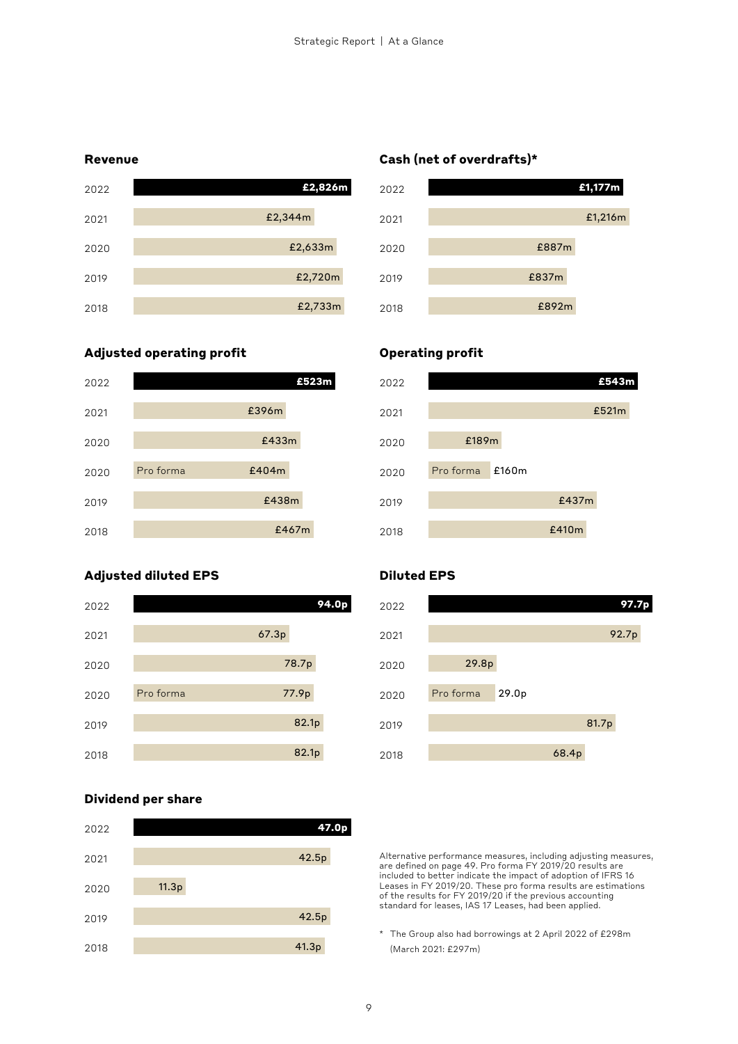## Revenue

2022 £2,826m
2021 £2,344m
2020 £2,633m
2019 £2,720m
2018 £2,733m

## Cash (net of overdrafts)*

2022 £1,177m
2021 £1,216m
2020 £887m
2019 £837m
2018 £892m

## Adjusted operating profit

2022 £523m
2021 £396m
2020 £433m
2020 Pro forma £404m
2019 £438m
2018 £467m

## Operating profit

2022 £543m
2021 £521m
2020 £189m
2020 Pro forma £160m
2019 £437m
2018 £410m

## Adjusted diluted EPS

2022 94.0p
2021 67.3p
2020 78.7p
2020 Pro forma 77.9p
2019 82.1p
2018 82.1p

## Diluted EPS

2022 97.7p
2021 92.7p
2020 29.8p
2020 Pro forma 29.0p
2019 81.7p
2018 68.4p

## Dividend per share

2022 47.0p
2021 42.5p
2020 11.3p
2019 42.5p
2018 41.3p

Alternative performance measures, including adjusting measures, are defined on page 49. Pro forma FY 2019/20 results are included to better indicate the impact of adoption of IFRS 16 Leases in FY 2019/20. These pro forma results are estimations of the results for FY 2019/20 if the previous accounting standard for leases, IAS 17 Leases, had been applied.

\* The Group also had borrowings at 2 April 2022 of £298m (March 2021: £297m)